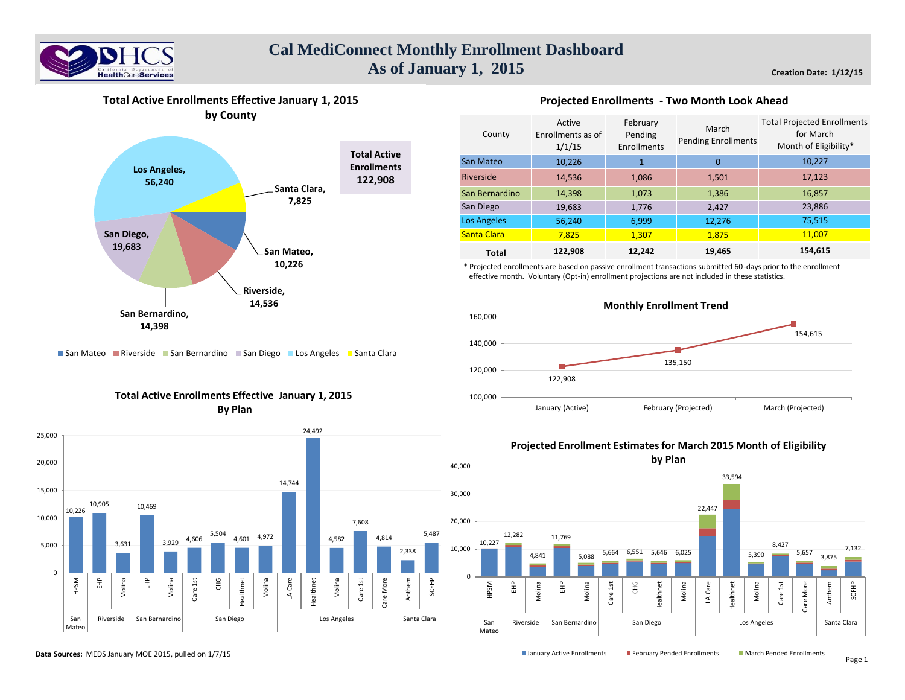# Cal MediConnect Monthly Enrollment Dashboard
## As of January 1, 2015

**Creation Date: 1/12/15**

### Total Active Enrollments Effective January 1, 2015 by County

| County | Enrollments |
|---|---|
| Los Angeles | 56,240 |
| Santa Clara | 7,825 |
| San Mateo | 10,226 |
| Riverside | 14,536 |
| San Bernardino | 14,398 |
| San Diego | 19,683 |

**Total Active Enrollments 122,908**

### Projected Enrollments - Two Month Look Ahead

| County | Active Enrollments as of 1/1/15 | February Pending Enrollments | March Pending Enrollments | Total Projected Enrollments for March Month of Eligibility* |
|---|---|---|---|---|
| San Mateo | 10,226 | 1 | 0 | 10,227 |
| Riverside | 14,536 | 1,086 | 1,501 | 17,123 |
| San Bernardino | 14,398 | 1,073 | 1,386 | 16,857 |
| San Diego | 19,683 | 1,776 | 2,427 | 23,886 |
| Los Angeles | 56,240 | 6,999 | 12,276 | 75,515 |
| Santa Clara | 7,825 | 1,307 | 1,875 | 11,007 |
| **Total** | **122,908** | **12,242** | **19,465** | **154,615** |

\* Projected enrollments are based on passive enrollment transactions submitted 60-days prior to the enrollment effective month. Voluntary (Opt-in) enrollment projections are not included in these statistics.

### Monthly Enrollment Trend

| Month | Enrollments |
|---|---|
| January (Active) | 122,908 |
| February (Projected) | 135,150 |
| March (Projected) | 154,615 |

### Total Active Enrollments Effective January 1, 2015 By Plan

| County | Plan | Enrollments |
|---|---|---|
| San Mateo | HPSM | 10,226 |
| Riverside | IEHP | 10,905 |
| Riverside | Molina | 3,631 |
| San Bernardino | IEHP | 10,469 |
| San Bernardino | Molina | 3,929 |
| San Diego | Care 1st | 4,606 |
| San Diego | CHG | 5,504 |
| San Diego | Healthnet | 4,601 |
| San Diego | Molina | 4,972 |
| Los Angeles | LA Care | 14,744 |
| Los Angeles | Healthnet | 24,492 |
| Los Angeles | Molina | 4,582 |
| Los Angeles | Care 1st | 7,608 |
| Los Angeles | Care More | 4,814 |
| Santa Clara | Anthem | 2,338 |
| Santa Clara | SCFHP | 5,487 |

### Projected Enrollment Estimates for March 2015 Month of Eligibility by Plan

(January Active Enrollments, February Pended Enrollments, March Pended Enrollments)

| County | Plan | Total Projected |
|---|---|---|
| San Mateo | HPSM | 10,227 |
| Riverside | IEHP | 12,282 |
| Riverside | Molina | 4,841 |
| San Bernardino | IEHP | 11,769 |
| San Bernardino | Molina | 5,088 |
| San Diego | Care 1st | 5,664 |
| San Diego | CHG | 6,551 |
| San Diego | Healthnet | 5,646 |
| San Diego | Molina | 6,025 |
| Los Angeles | LA Care | 22,447 |
| Los Angeles | Healthnet | 33,594 |
| Los Angeles | Molina | 5,390 |
| Los Angeles | Care 1st | 8,427 |
| Los Angeles | Care More | 5,657 |
| Santa Clara | Anthem | 3,875 |
| Santa Clara | SCFHP | 7,132 |

**Data Sources:** MEDS January MOE 2015, pulled on 1/7/15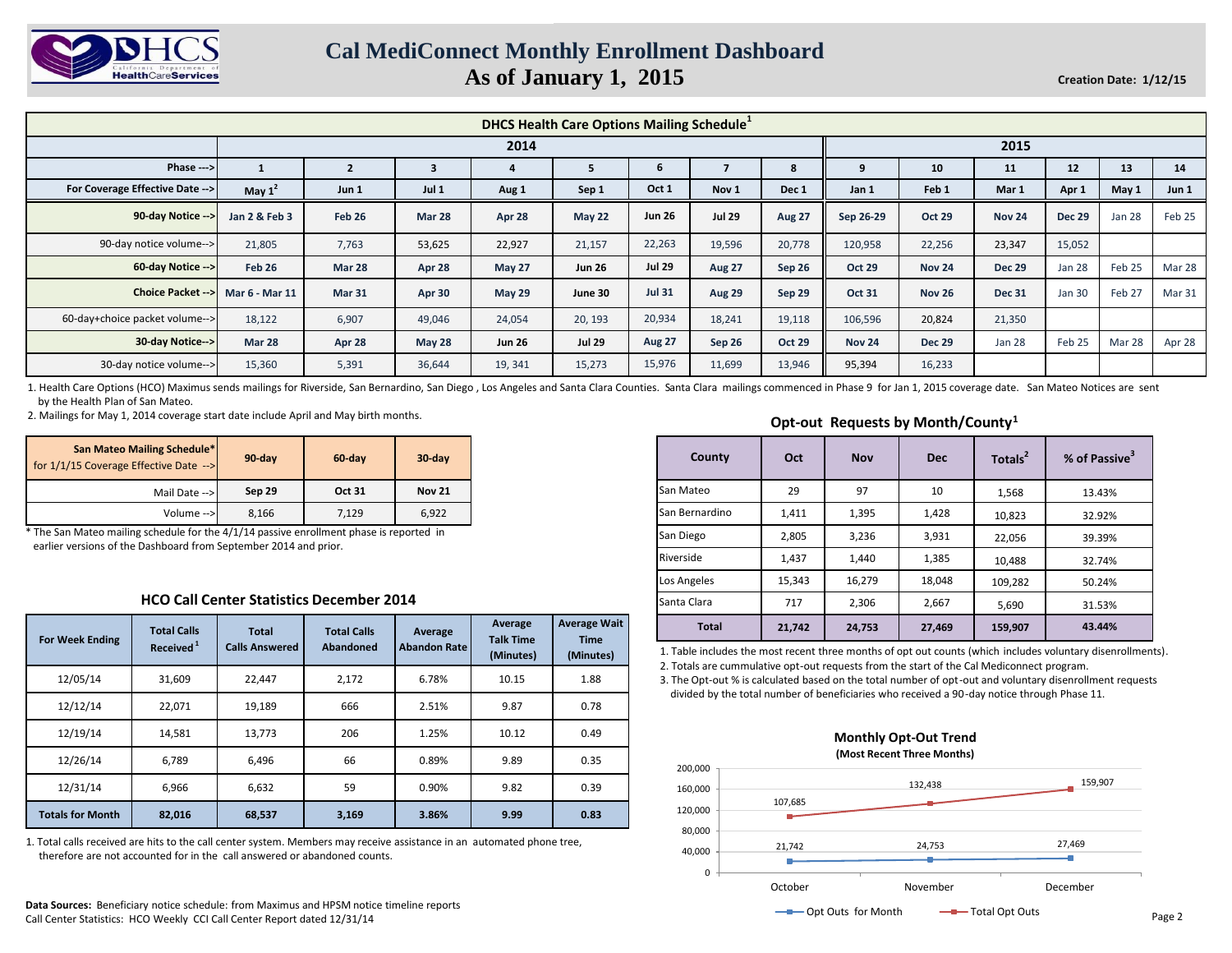# Cal MediConnect Monthly Enrollment Dashboard
## As of January 1, 2015

**Creation Date: 1/12/15**

### DHCS Health Care Options Mailing Schedule[1]

| | 2014 | | | | | | | | 2015 | | | | | |
|---|---|---|---|---|---|---|---|---|---|---|---|---|---|---|
| **Phase --->** | 1 | 2 | 3 | 4 | 5 | 6 | 7 | 8 | 9 | 10 | 11 | 12 | 13 | 14 |
| **For Coverage Effective Date -->** | May 1[2] | Jun 1 | Jul 1 | Aug 1 | Sep 1 | Oct 1 | Nov 1 | Dec 1 | Jan 1 | Feb 1 | Mar 1 | Apr 1 | May 1 | Jun 1 |
| **90-day Notice -->** | **Jan 2 & Feb 3** | **Feb 26** | **Mar 28** | **Apr 28** | **May 22** | **Jun 26** | **Jul 29** | **Aug 27** | **Sep 26-29** | **Oct 29** | **Nov 24** | **Dec 29** | Jan 28 | Feb 25 |
| 90-day notice volume--> | 21,805 | 7,763 | 53,625 | 22,927 | 21,157 | 22,263 | 19,596 | 20,778 | 120,958 | 22,256 | 23,347 | 15,052 | | |
| **60-day Notice -->** | **Feb 26** | **Mar 28** | **Apr 28** | **May 27** | **Jun 26** | **Jul 29** | **Aug 27** | **Sep 26** | **Oct 29** | **Nov 24** | **Dec 29** | Jan 28 | Feb 25 | Mar 28 |
| **Choice Packet -->** | **Mar 6 - Mar 11** | **Mar 31** | **Apr 30** | **May 29** | **June 30** | **Jul 31** | **Aug 29** | **Sep 29** | **Oct 31** | **Nov 26** | **Dec 31** | Jan 30 | Feb 27 | Mar 31 |
| 60-day+choice packet volume--> | 18,122 | 6,907 | 49,046 | 24,054 | 20, 193 | 20,934 | 18,241 | 19,118 | 106,596 | 20,824 | 21,350 | | | |
| **30-day Notice-->** | **Mar 28** | **Apr 28** | **May 28** | **Jun 26** | **Jul 29** | **Aug 27** | **Sep 26** | **Oct 29** | **Nov 24** | **Dec 29** | Jan 28 | Feb 25 | Mar 28 | Apr 28 |
| 30-day notice volume--> | 15,360 | 5,391 | 36,644 | 19, 341 | 15,273 | 15,976 | 11,699 | 13,946 | 95,394 | 16,233 | | | | |

1. Health Care Options (HCO) Maximus sends mailings for Riverside, San Bernardino, San Diego , Los Angeles and Santa Clara Counties. Santa Clara mailings commenced in Phase 9 for Jan 1, 2015 coverage date. San Mateo Notices are sent by the Health Plan of San Mateo.
2. Mailings for May 1, 2014 coverage start date include April and May birth months.

| San Mateo Mailing Schedule* for 1/1/15 Coverage Effective Date --> | 90-day | 60-day | 30-day |
|---|---|---|---|
| Mail Date --> | **Sep 29** | **Oct 31** | **Nov 21** |
| Volume --> | 8,166 | 7,129 | 6,922 |

* The San Mateo mailing schedule for the 4/1/14 passive enrollment phase is reported in earlier versions of the Dashboard from September 2014 and prior.

### HCO Call Center Statistics December 2014

| For Week Ending | Total Calls Received[1] | Total Calls Answered | Total Calls Abandoned | Average Abandon Rate | Average Talk Time (Minutes) | Average Wait Time (Minutes) |
|---|---|---|---|---|---|---|
| 12/05/14 | 31,609 | 22,447 | 2,172 | 6.78% | 10.15 | 1.88 |
| 12/12/14 | 22,071 | 19,189 | 666 | 2.51% | 9.87 | 0.78 |
| 12/19/14 | 14,581 | 13,773 | 206 | 1.25% | 10.12 | 0.49 |
| 12/26/14 | 6,789 | 6,496 | 66 | 0.89% | 9.89 | 0.35 |
| 12/31/14 | 6,966 | 6,632 | 59 | 0.90% | 9.82 | 0.39 |
| **Totals for Month** | **82,016** | **68,537** | **3,169** | **3.86%** | **9.99** | **0.83** |

1. Total calls received are hits to the call center system. Members may receive assistance in an automated phone tree, therefore are not accounted for in the call answered or abandoned counts.

### Opt-out Requests by Month/County[1]

| County | Oct | Nov | Dec | Totals[2] | % of Passive[3] |
|---|---|---|---|---|---|
| San Mateo | 29 | 97 | 10 | 1,568 | 13.43% |
| San Bernardino | 1,411 | 1,395 | 1,428 | 10,823 | 32.92% |
| San Diego | 2,805 | 3,236 | 3,931 | 22,056 | 39.39% |
| Riverside | 1,437 | 1,440 | 1,385 | 10,488 | 32.74% |
| Los Angeles | 15,343 | 16,279 | 18,048 | 109,282 | 50.24% |
| Santa Clara | 717 | 2,306 | 2,667 | 5,690 | 31.53% |
| **Total** | **21,742** | **24,753** | **27,469** | **159,907** | **43.44%** |

1. Table includes the most recent three months of opt out counts (which includes voluntary disenrollments).
2. Totals are cummulative opt-out requests from the start of the Cal Mediconnect program.
3. The Opt-out % is calculated based on the total number of opt-out and voluntary disenrollment requests divided by the total number of beneficiaries who received a 90-day notice through Phase 11.

**Monthly Opt-Out Trend**
**(Most Recent Three Months)**

200,000
160,000
120,000
80,000
40,000
0

107,685
132,438
159,907
21,742
24,753
27,469

October
November
December

Opt Outs for Month
Total Opt Outs

**Data Sources:** Beneficiary notice schedule: from Maximus and HPSM notice timeline reports
Call Center Statistics: HCO Weekly CCI Call Center Report dated 12/31/14